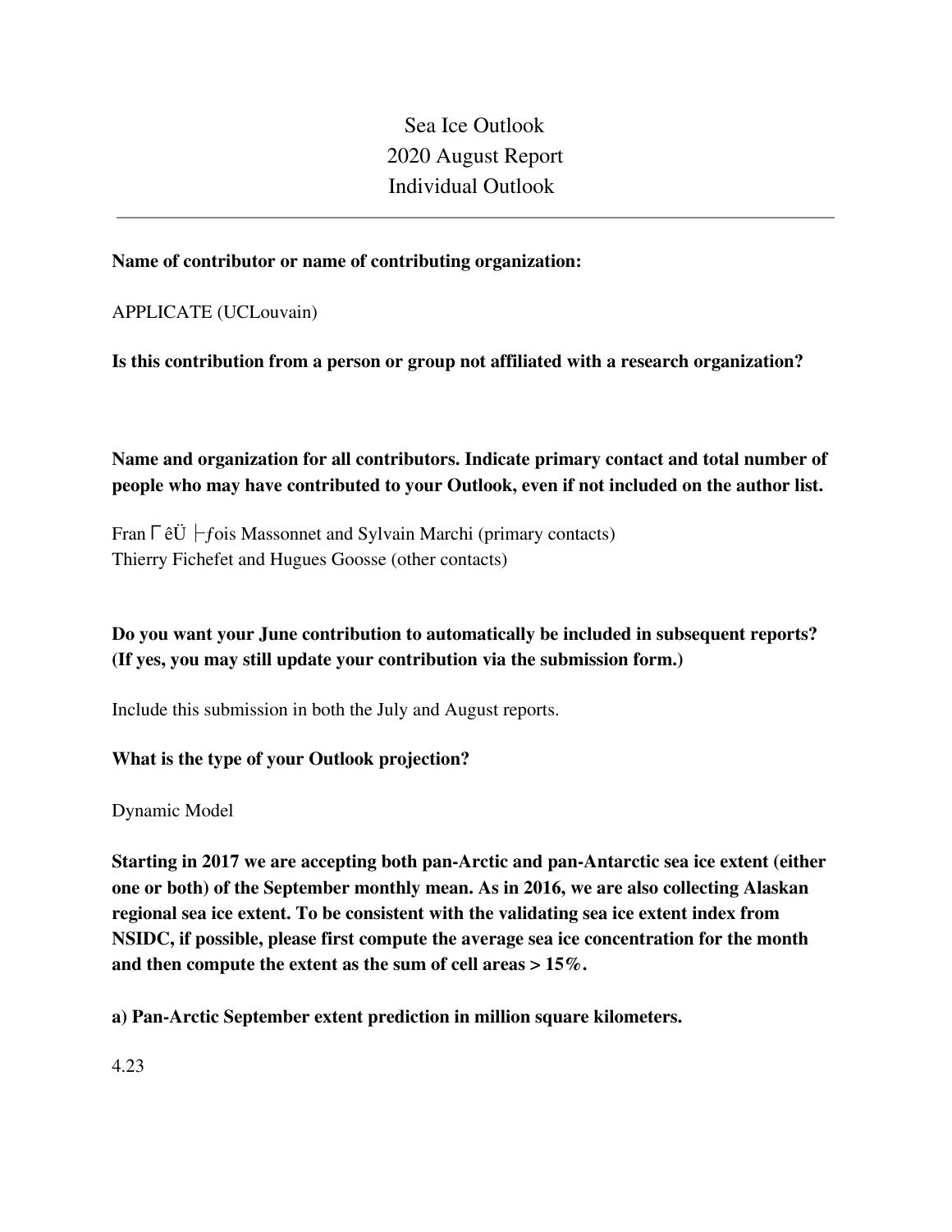# Sea Ice Outlook
# 2020 August Report
# Individual Outlook

---

**Name of contributor or name of contributing organization:**

APPLICATE (UCLouvain)

**Is this contribution from a person or group not affiliated with a research organization?**

**Name and organization for all contributors. Indicate primary contact and total number of people who may have contributed to your Outlook, even if not included on the author list.**

FranΓêÜ├ƒois Massonnet and Sylvain Marchi (primary contacts)
Thierry Fichefet and Hugues Goosse (other contacts)

**Do you want your June contribution to automatically be included in subsequent reports? (If yes, you may still update your contribution via the submission form.)**

Include this submission in both the July and August reports.

**What is the type of your Outlook projection?**

Dynamic Model

**Starting in 2017 we are accepting both pan-Arctic and pan-Antarctic sea ice extent (either one or both) of the September monthly mean. As in 2016, we are also collecting Alaskan regional sea ice extent. To be consistent with the validating sea ice extent index from NSIDC, if possible, please first compute the average sea ice concentration for the month and then compute the extent as the sum of cell areas > 15%.**

**a) Pan-Arctic September extent prediction in million square kilometers.**

4.23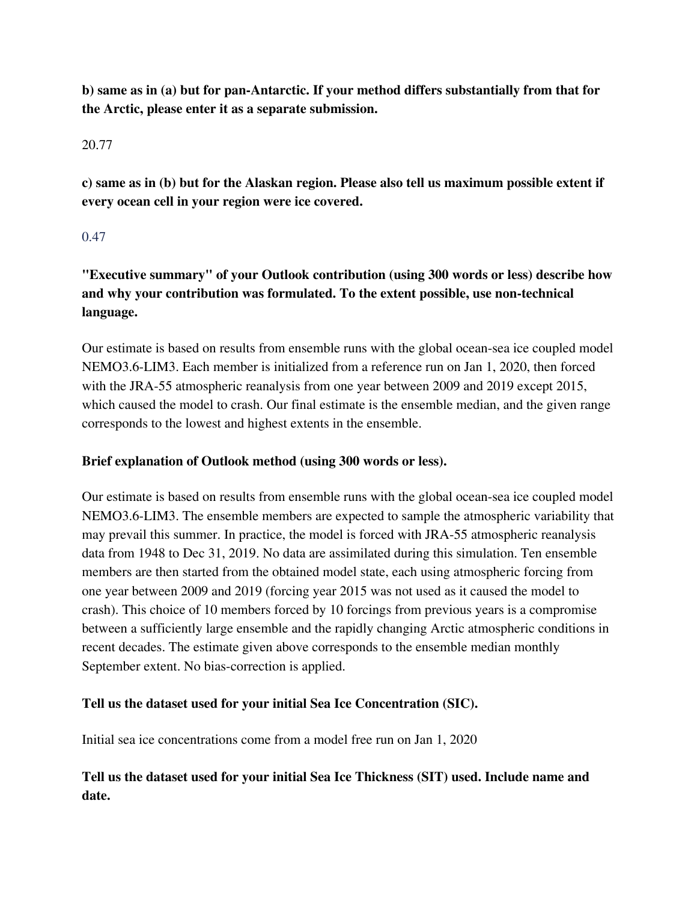**b) same as in (a) but for pan-Antarctic. If your method differs substantially from that for the Arctic, please enter it as a separate submission.**

20.77

**c) same as in (b) but for the Alaskan region. Please also tell us maximum possible extent if every ocean cell in your region were ice covered.**

0.47

**"Executive summary" of your Outlook contribution (using 300 words or less) describe how and why your contribution was formulated. To the extent possible, use non-technical language.**

Our estimate is based on results from ensemble runs with the global ocean-sea ice coupled model NEMO3.6-LIM3. Each member is initialized from a reference run on Jan 1, 2020, then forced with the JRA-55 atmospheric reanalysis from one year between 2009 and 2019 except 2015, which caused the model to crash. Our final estimate is the ensemble median, and the given range corresponds to the lowest and highest extents in the ensemble.

**Brief explanation of Outlook method (using 300 words or less).**

Our estimate is based on results from ensemble runs with the global ocean-sea ice coupled model NEMO3.6-LIM3. The ensemble members are expected to sample the atmospheric variability that may prevail this summer. In practice, the model is forced with JRA-55 atmospheric reanalysis data from 1948 to Dec 31, 2019. No data are assimilated during this simulation. Ten ensemble members are then started from the obtained model state, each using atmospheric forcing from one year between 2009 and 2019 (forcing year 2015 was not used as it caused the model to crash). This choice of 10 members forced by 10 forcings from previous years is a compromise between a sufficiently large ensemble and the rapidly changing Arctic atmospheric conditions in recent decades. The estimate given above corresponds to the ensemble median monthly September extent. No bias-correction is applied.

**Tell us the dataset used for your initial Sea Ice Concentration (SIC).**

Initial sea ice concentrations come from a model free run on Jan 1, 2020

**Tell us the dataset used for your initial Sea Ice Thickness (SIT) used. Include name and date.**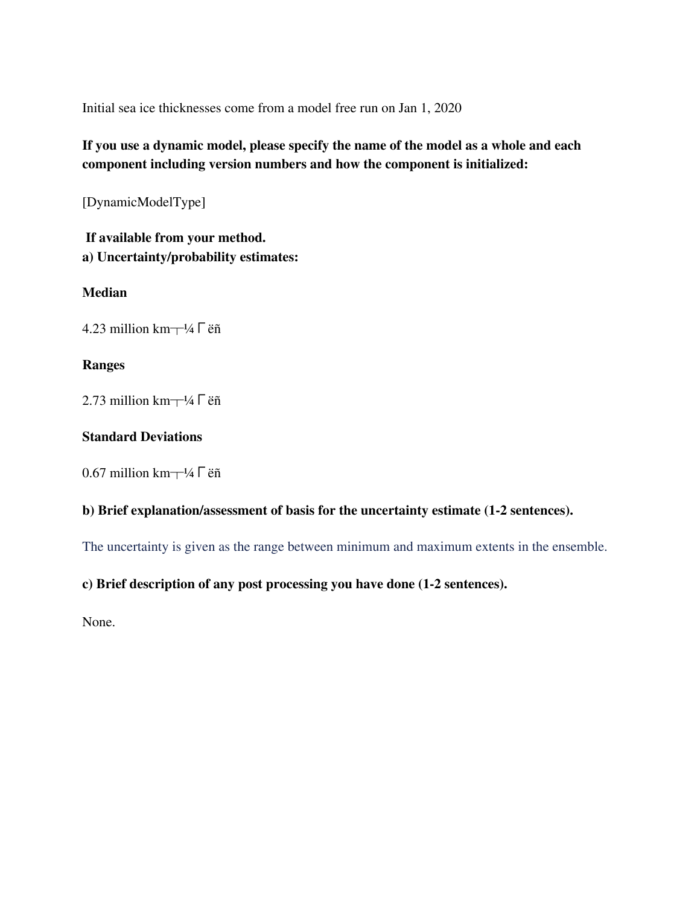Initial sea ice thicknesses come from a model free run on Jan 1, 2020

**If you use a dynamic model, please specify the name of the model as a whole and each component including version numbers and how the component is initialized:**

[DynamicModelType]

**If available from your method.**
**a) Uncertainty/probability estimates:**

**Median**

4.23 million km┬¼╒ëñ

**Ranges**

2.73 million km┬¼╒ëñ

**Standard Deviations**

0.67 million km┬¼╒ëñ

**b) Brief explanation/assessment of basis for the uncertainty estimate (1-2 sentences).**

The uncertainty is given as the range between minimum and maximum extents in the ensemble.

**c) Brief description of any post processing you have done (1-2 sentences).**

None.